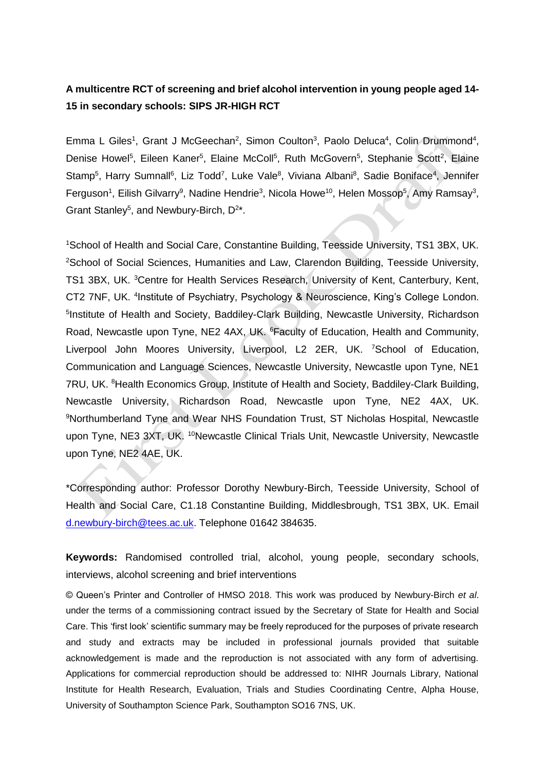**A multicentre RCT of screening and brief alcohol intervention in young people aged 14-15 in secondary schools: SIPS JR-HIGH RCT**

Emma L Giles[1], Grant J McGeechan[2], Simon Coulton[3], Paolo Deluca[4], Colin Drummond[4], Denise Howel[5], Eileen Kaner[5], Elaine McColl[5], Ruth McGovern[5], Stephanie Scott[2], Elaine Stamp[5], Harry Sumnall[6], Liz Todd[7], Luke Vale[8], Viviana Albani[8], Sadie Boniface[4], Jennifer Ferguson[1], Eilish Gilvarry[9], Nadine Hendrie[3], Nicola Howe[10], Helen Mossop[5], Amy Ramsay[3], Grant Stanley[5], and Newbury-Birch, D[2]*.

[1]School of Health and Social Care, Constantine Building, Teesside University, TS1 3BX, UK. [2]School of Social Sciences, Humanities and Law, Clarendon Building, Teesside University, TS1 3BX, UK. [3]Centre for Health Services Research, University of Kent, Canterbury, Kent, CT2 7NF, UK. [4]Institute of Psychiatry, Psychology & Neuroscience, King's College London. [5]Institute of Health and Society, Baddiley-Clark Building, Newcastle University, Richardson Road, Newcastle upon Tyne, NE2 4AX, UK. [6]Faculty of Education, Health and Community, Liverpool John Moores University, Liverpool, L2 2ER, UK. [7]School of Education, Communication and Language Sciences, Newcastle University, Newcastle upon Tyne, NE1 7RU, UK. [8]Health Economics Group, Institute of Health and Society, Baddiley-Clark Building, Newcastle University, Richardson Road, Newcastle upon Tyne, NE2 4AX, UK. [9]Northumberland Tyne and Wear NHS Foundation Trust, ST Nicholas Hospital, Newcastle upon Tyne, NE3 3XT, UK. [10]Newcastle Clinical Trials Unit, Newcastle University, Newcastle upon Tyne, NE2 4AE, UK.

*Corresponding author: Professor Dorothy Newbury-Birch, Teesside University, School of Health and Social Care, C1.18 Constantine Building, Middlesbrough, TS1 3BX, UK. Email d.newbury-birch@tees.ac.uk. Telephone 01642 384635.

**Keywords:** Randomised controlled trial, alcohol, young people, secondary schools, interviews, alcohol screening and brief interventions

© Queen's Printer and Controller of HMSO 2018. This work was produced by Newbury-Birch *et al*. under the terms of a commissioning contract issued by the Secretary of State for Health and Social Care. This 'first look' scientific summary may be freely reproduced for the purposes of private research and study and extracts may be included in professional journals provided that suitable acknowledgement is made and the reproduction is not associated with any form of advertising. Applications for commercial reproduction should be addressed to: NIHR Journals Library, National Institute for Health Research, Evaluation, Trials and Studies Coordinating Centre, Alpha House, University of Southampton Science Park, Southampton SO16 7NS, UK.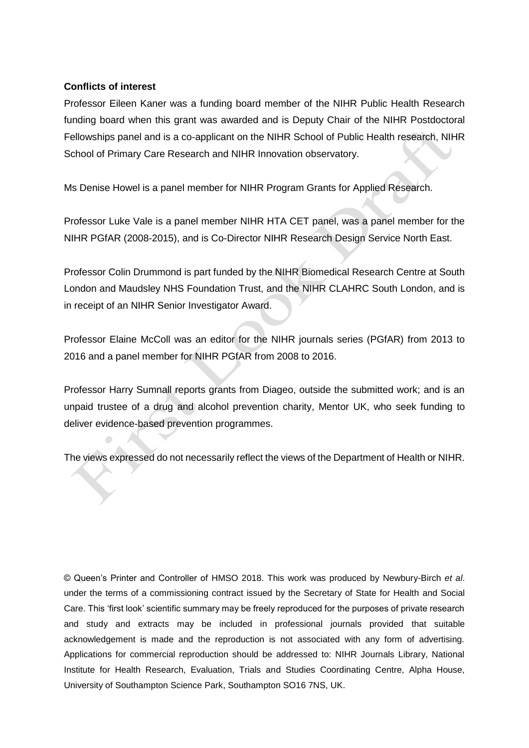**Conflicts of interest**

Professor Eileen Kaner was a funding board member of the NIHR Public Health Research funding board when this grant was awarded and is Deputy Chair of the NIHR Postdoctoral Fellowships panel and is a co-applicant on the NIHR School of Public Health research, NIHR School of Primary Care Research and NIHR Innovation observatory.

Ms Denise Howel is a panel member for NIHR Program Grants for Applied Research.

Professor Luke Vale is a panel member NIHR HTA CET panel, was a panel member for the NIHR PGfAR (2008-2015), and is Co-Director NIHR Research Design Service North East.

Professor Colin Drummond is part funded by the NIHR Biomedical Research Centre at South London and Maudsley NHS Foundation Trust, and the NIHR CLAHRC South London, and is in receipt of an NIHR Senior Investigator Award.

Professor Elaine McColl was an editor for the NIHR journals series (PGfAR) from 2013 to 2016 and a panel member for NIHR PGfAR from 2008 to 2016.

Professor Harry Sumnall reports grants from Diageo, outside the submitted work; and is an unpaid trustee of a drug and alcohol prevention charity, Mentor UK, who seek funding to deliver evidence-based prevention programmes.

The views expressed do not necessarily reflect the views of the Department of Health or NIHR.

© Queen's Printer and Controller of HMSO 2018. This work was produced by Newbury-Birch *et al*. under the terms of a commissioning contract issued by the Secretary of State for Health and Social Care. This 'first look' scientific summary may be freely reproduced for the purposes of private research and study and extracts may be included in professional journals provided that suitable acknowledgement is made and the reproduction is not associated with any form of advertising. Applications for commercial reproduction should be addressed to: NIHR Journals Library, National Institute for Health Research, Evaluation, Trials and Studies Coordinating Centre, Alpha House, University of Southampton Science Park, Southampton SO16 7NS, UK.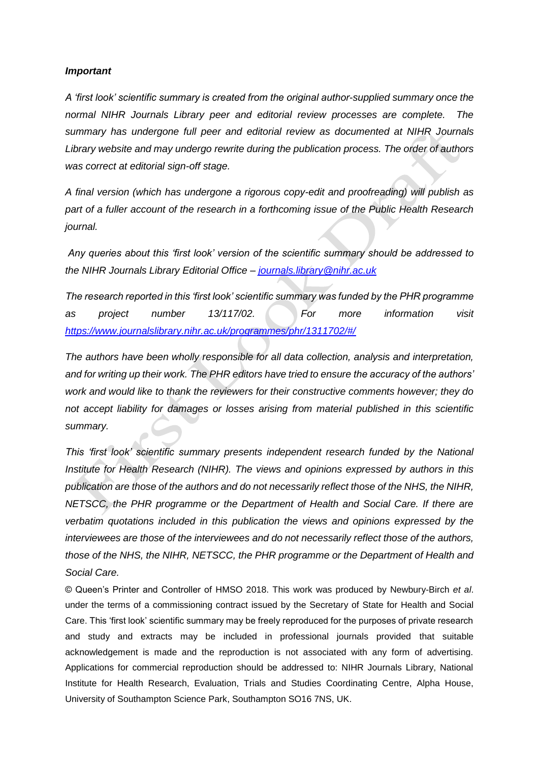***Important***

*A 'first look' scientific summary is created from the original author-supplied summary once the normal NIHR Journals Library peer and editorial review processes are complete. The summary has undergone full peer and editorial review as documented at NIHR Journals Library website and may undergo rewrite during the publication process. The order of authors was correct at editorial sign-off stage.*

*A final version (which has undergone a rigorous copy-edit and proofreading) will publish as part of a fuller account of the research in a forthcoming issue of the Public Health Research journal.*

*Any queries about this 'first look' version of the scientific summary should be addressed to the NIHR Journals Library Editorial Office – [journals.library@nihr.ac.uk](mailto:journals.library@nihr.ac.uk)*

*The research reported in this 'first look' scientific summary was funded by the PHR programme as project number 13/117/02. For more information visit [https://www.journalslibrary.nihr.ac.uk/programmes/phr/1311702/#/](https://www.journalslibrary.nihr.ac.uk/programmes/phr/1311702/#/)*

*The authors have been wholly responsible for all data collection, analysis and interpretation, and for writing up their work. The PHR editors have tried to ensure the accuracy of the authors' work and would like to thank the reviewers for their constructive comments however; they do not accept liability for damages or losses arising from material published in this scientific summary.*

*This 'first look' scientific summary presents independent research funded by the National Institute for Health Research (NIHR). The views and opinions expressed by authors in this publication are those of the authors and do not necessarily reflect those of the NHS, the NIHR, NETSCC, the PHR programme or the Department of Health and Social Care. If there are verbatim quotations included in this publication the views and opinions expressed by the interviewees are those of the interviewees and do not necessarily reflect those of the authors, those of the NHS, the NIHR, NETSCC, the PHR programme or the Department of Health and Social Care.*

© Queen's Printer and Controller of HMSO 2018. This work was produced by Newbury-Birch *et al*. under the terms of a commissioning contract issued by the Secretary of State for Health and Social Care. This 'first look' scientific summary may be freely reproduced for the purposes of private research and study and extracts may be included in professional journals provided that suitable acknowledgement is made and the reproduction is not associated with any form of advertising. Applications for commercial reproduction should be addressed to: NIHR Journals Library, National Institute for Health Research, Evaluation, Trials and Studies Coordinating Centre, Alpha House, University of Southampton Science Park, Southampton SO16 7NS, UK.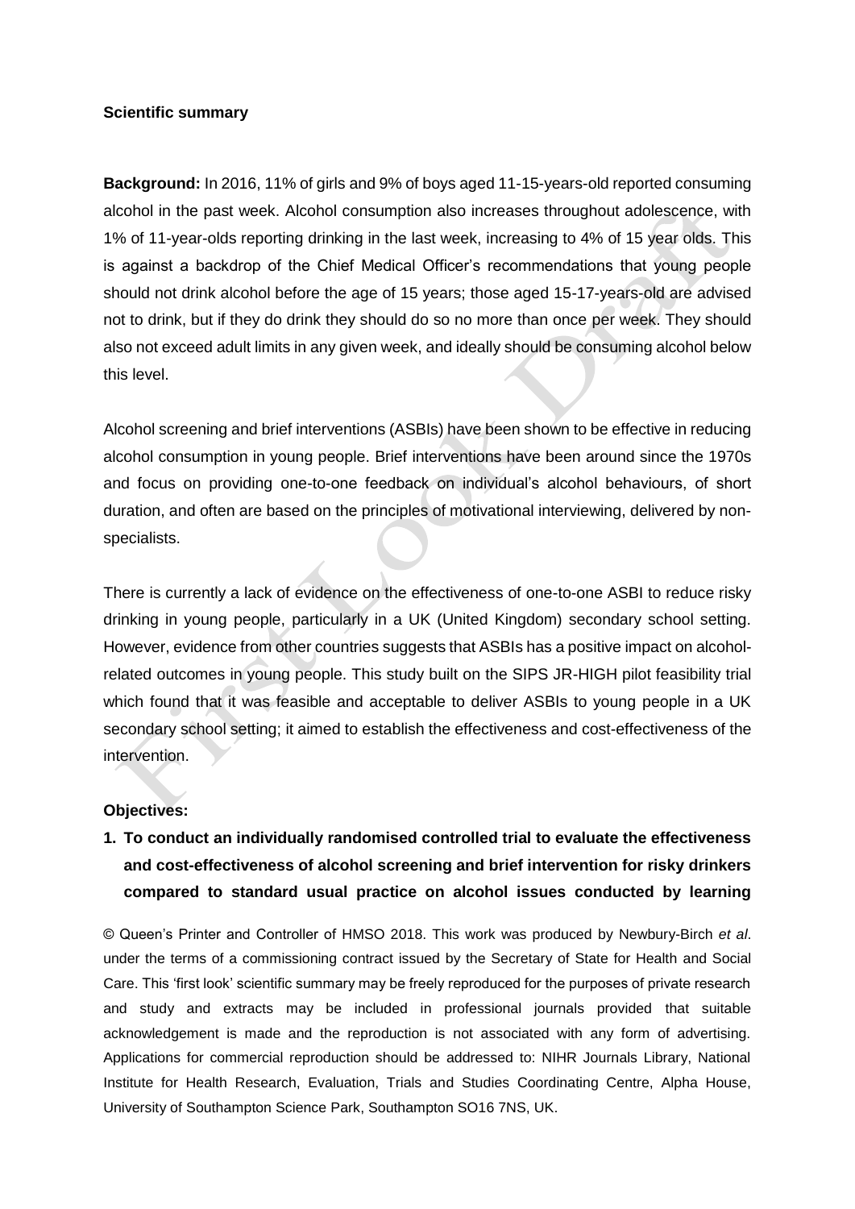**Scientific summary**

**Background:** In 2016, 11% of girls and 9% of boys aged 11-15-years-old reported consuming alcohol in the past week. Alcohol consumption also increases throughout adolescence, with 1% of 11-year-olds reporting drinking in the last week, increasing to 4% of 15 year olds. This is against a backdrop of the Chief Medical Officer's recommendations that young people should not drink alcohol before the age of 15 years; those aged 15-17-years-old are advised not to drink, but if they do drink they should do so no more than once per week. They should also not exceed adult limits in any given week, and ideally should be consuming alcohol below this level.

Alcohol screening and brief interventions (ASBIs) have been shown to be effective in reducing alcohol consumption in young people. Brief interventions have been around since the 1970s and focus on providing one-to-one feedback on individual's alcohol behaviours, of short duration, and often are based on the principles of motivational interviewing, delivered by non-specialists.

There is currently a lack of evidence on the effectiveness of one-to-one ASBI to reduce risky drinking in young people, particularly in a UK (United Kingdom) secondary school setting. However, evidence from other countries suggests that ASBIs has a positive impact on alcohol-related outcomes in young people. This study built on the SIPS JR-HIGH pilot feasibility trial which found that it was feasible and acceptable to deliver ASBIs to young people in a UK secondary school setting; it aimed to establish the effectiveness and cost-effectiveness of the intervention.

**Objectives:**

1. **To conduct an individually randomised controlled trial to evaluate the effectiveness and cost-effectiveness of alcohol screening and brief intervention for risky drinkers compared to standard usual practice on alcohol issues conducted by learning**

© Queen's Printer and Controller of HMSO 2018. This work was produced by Newbury-Birch *et al*. under the terms of a commissioning contract issued by the Secretary of State for Health and Social Care. This 'first look' scientific summary may be freely reproduced for the purposes of private research and study and extracts may be included in professional journals provided that suitable acknowledgement is made and the reproduction is not associated with any form of advertising. Applications for commercial reproduction should be addressed to: NIHR Journals Library, National Institute for Health Research, Evaluation, Trials and Studies Coordinating Centre, Alpha House, University of Southampton Science Park, Southampton SO16 7NS, UK.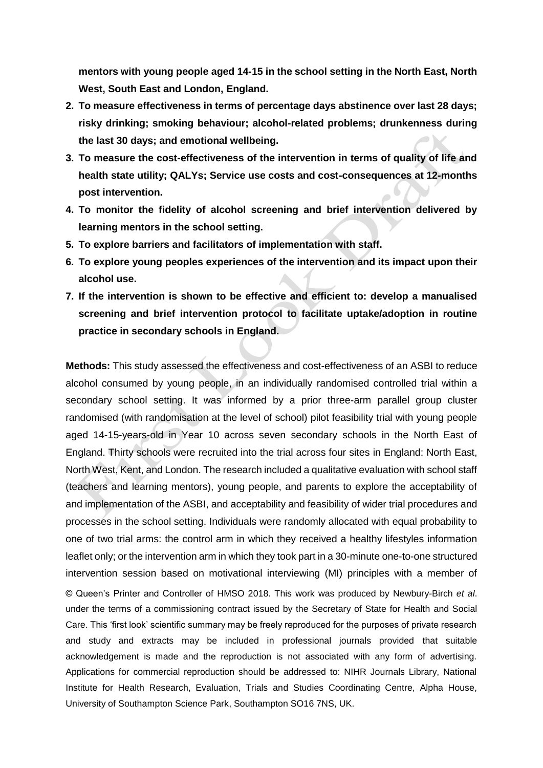**mentors with young people aged 14-15 in the school setting in the North East, North West, South East and London, England.**

2. **To measure effectiveness in terms of percentage days abstinence over last 28 days; risky drinking; smoking behaviour; alcohol-related problems; drunkenness during the last 30 days; and emotional wellbeing.**
3. **To measure the cost-effectiveness of the intervention in terms of quality of life and health state utility; QALYs; Service use costs and cost-consequences at 12-months post intervention.**
4. **To monitor the fidelity of alcohol screening and brief intervention delivered by learning mentors in the school setting.**
5. **To explore barriers and facilitators of implementation with staff.**
6. **To explore young peoples experiences of the intervention and its impact upon their alcohol use.**
7. **If the intervention is shown to be effective and efficient to: develop a manualised screening and brief intervention protocol to facilitate uptake/adoption in routine practice in secondary schools in England.**

**Methods:** This study assessed the effectiveness and cost-effectiveness of an ASBI to reduce alcohol consumed by young people, in an individually randomised controlled trial within a secondary school setting. It was informed by a prior three-arm parallel group cluster randomised (with randomisation at the level of school) pilot feasibility trial with young people aged 14-15-years-old in Year 10 across seven secondary schools in the North East of England. Thirty schools were recruited into the trial across four sites in England: North East, North West, Kent, and London. The research included a qualitative evaluation with school staff (teachers and learning mentors), young people, and parents to explore the acceptability of and implementation of the ASBI, and acceptability and feasibility of wider trial procedures and processes in the school setting. Individuals were randomly allocated with equal probability to one of two trial arms: the control arm in which they received a healthy lifestyles information leaflet only; or the intervention arm in which they took part in a 30-minute one-to-one structured intervention session based on motivational interviewing (MI) principles with a member of

© Queen's Printer and Controller of HMSO 2018. This work was produced by Newbury-Birch *et al*. under the terms of a commissioning contract issued by the Secretary of State for Health and Social Care. This 'first look' scientific summary may be freely reproduced for the purposes of private research and study and extracts may be included in professional journals provided that suitable acknowledgement is made and the reproduction is not associated with any form of advertising. Applications for commercial reproduction should be addressed to: NIHR Journals Library, National Institute for Health Research, Evaluation, Trials and Studies Coordinating Centre, Alpha House, University of Southampton Science Park, Southampton SO16 7NS, UK.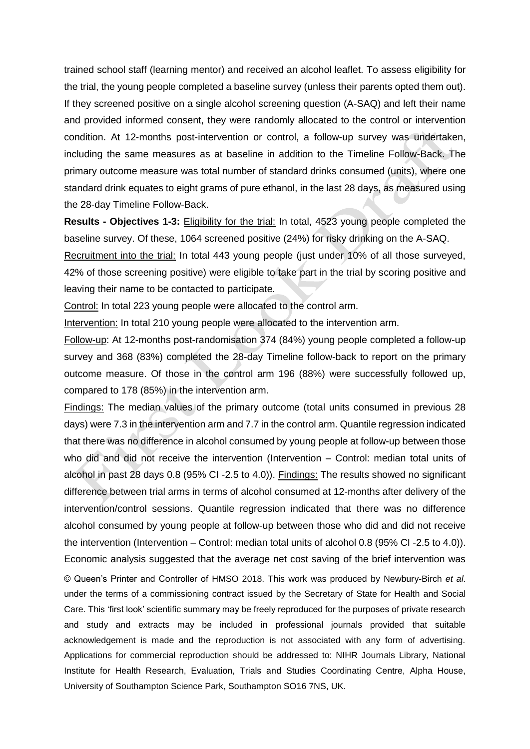trained school staff (learning mentor) and received an alcohol leaflet. To assess eligibility for the trial, the young people completed a baseline survey (unless their parents opted them out). If they screened positive on a single alcohol screening question (A-SAQ) and left their name and provided informed consent, they were randomly allocated to the control or intervention condition. At 12-months post-intervention or control, a follow-up survey was undertaken, including the same measures as at baseline in addition to the Timeline Follow-Back. The primary outcome measure was total number of standard drinks consumed (units), where one standard drink equates to eight grams of pure ethanol, in the last 28 days, as measured using the 28-day Timeline Follow-Back.

**Results - Objectives 1-3:** Eligibility for the trial: In total, 4523 young people completed the baseline survey. Of these, 1064 screened positive (24%) for risky drinking on the A-SAQ.

Recruitment into the trial: In total 443 young people (just under 10% of all those surveyed, 42% of those screening positive) were eligible to take part in the trial by scoring positive and leaving their name to be contacted to participate.

Control: In total 223 young people were allocated to the control arm.

Intervention: In total 210 young people were allocated to the intervention arm.

Follow-up: At 12-months post-randomisation 374 (84%) young people completed a follow-up survey and 368 (83%) completed the 28-day Timeline follow-back to report on the primary outcome measure. Of those in the control arm 196 (88%) were successfully followed up, compared to 178 (85%) in the intervention arm.

Findings: The median values of the primary outcome (total units consumed in previous 28 days) were 7.3 in the intervention arm and 7.7 in the control arm. Quantile regression indicated that there was no difference in alcohol consumed by young people at follow-up between those who did and did not receive the intervention (Intervention – Control: median total units of alcohol in past 28 days 0.8 (95% CI -2.5 to 4.0)). Findings: The results showed no significant difference between trial arms in terms of alcohol consumed at 12-months after delivery of the intervention/control sessions. Quantile regression indicated that there was no difference alcohol consumed by young people at follow-up between those who did and did not receive the intervention (Intervention – Control: median total units of alcohol 0.8 (95% CI -2.5 to 4.0)). Economic analysis suggested that the average net cost saving of the brief intervention was

© Queen's Printer and Controller of HMSO 2018. This work was produced by Newbury-Birch *et al*. under the terms of a commissioning contract issued by the Secretary of State for Health and Social Care. This 'first look' scientific summary may be freely reproduced for the purposes of private research and study and extracts may be included in professional journals provided that suitable acknowledgement is made and the reproduction is not associated with any form of advertising. Applications for commercial reproduction should be addressed to: NIHR Journals Library, National Institute for Health Research, Evaluation, Trials and Studies Coordinating Centre, Alpha House, University of Southampton Science Park, Southampton SO16 7NS, UK.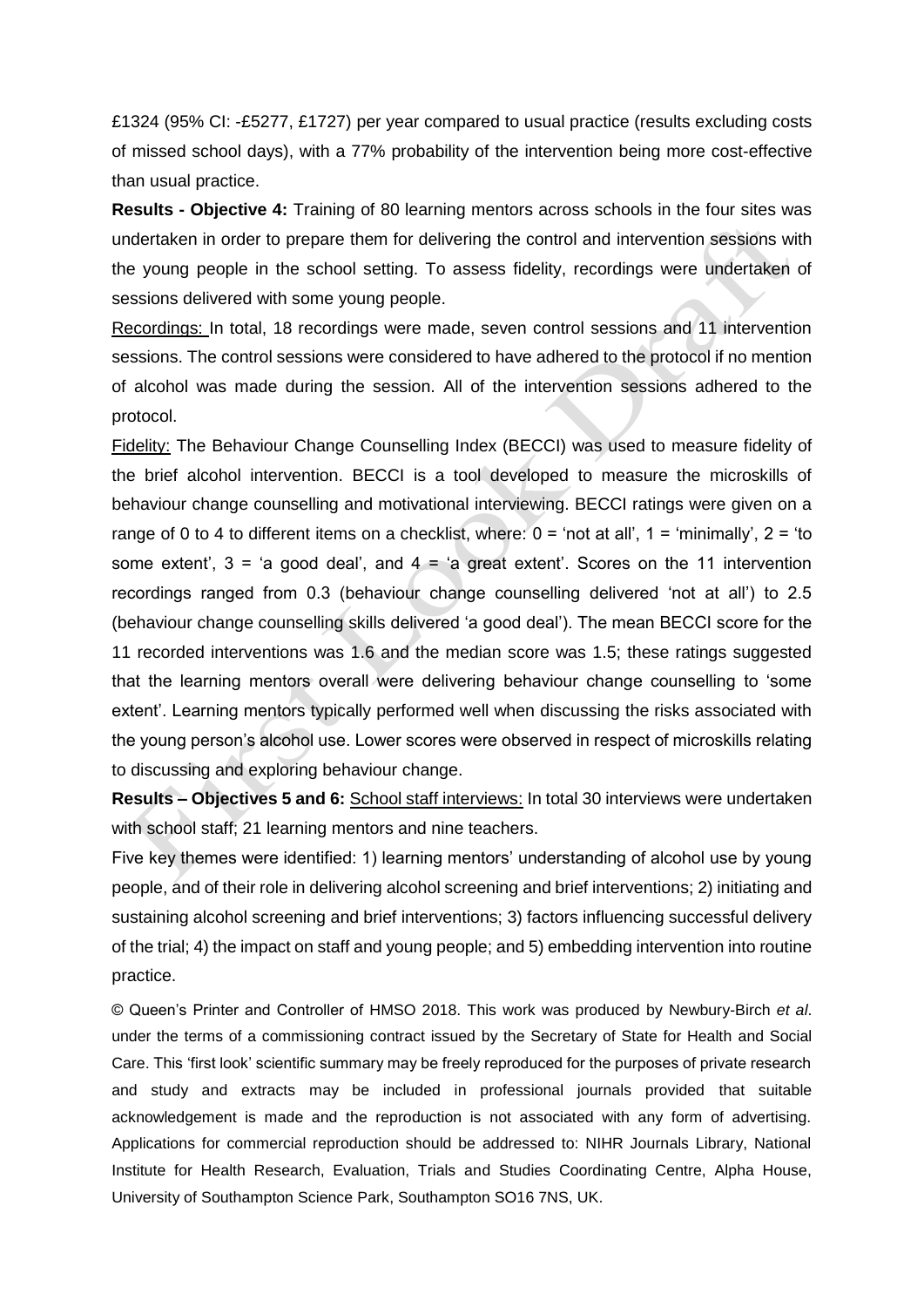£1324 (95% CI: -£5277, £1727) per year compared to usual practice (results excluding costs of missed school days), with a 77% probability of the intervention being more cost-effective than usual practice.

**Results - Objective 4:** Training of 80 learning mentors across schools in the four sites was undertaken in order to prepare them for delivering the control and intervention sessions with the young people in the school setting. To assess fidelity, recordings were undertaken of sessions delivered with some young people.

Recordings: In total, 18 recordings were made, seven control sessions and 11 intervention sessions. The control sessions were considered to have adhered to the protocol if no mention of alcohol was made during the session. All of the intervention sessions adhered to the protocol.

Fidelity: The Behaviour Change Counselling Index (BECCI) was used to measure fidelity of the brief alcohol intervention. BECCI is a tool developed to measure the microskills of behaviour change counselling and motivational interviewing. BECCI ratings were given on a range of 0 to 4 to different items on a checklist, where: 0 = 'not at all', 1 = 'minimally', 2 = 'to some extent', 3 = 'a good deal', and 4 = 'a great extent'. Scores on the 11 intervention recordings ranged from 0.3 (behaviour change counselling delivered 'not at all') to 2.5 (behaviour change counselling skills delivered 'a good deal'). The mean BECCI score for the 11 recorded interventions was 1.6 and the median score was 1.5; these ratings suggested that the learning mentors overall were delivering behaviour change counselling to 'some extent'. Learning mentors typically performed well when discussing the risks associated with the young person's alcohol use. Lower scores were observed in respect of microskills relating to discussing and exploring behaviour change.

**Results – Objectives 5 and 6:** School staff interviews: In total 30 interviews were undertaken with school staff; 21 learning mentors and nine teachers.

Five key themes were identified: 1) learning mentors' understanding of alcohol use by young people, and of their role in delivering alcohol screening and brief interventions; 2) initiating and sustaining alcohol screening and brief interventions; 3) factors influencing successful delivery of the trial; 4) the impact on staff and young people; and 5) embedding intervention into routine practice.

© Queen's Printer and Controller of HMSO 2018. This work was produced by Newbury-Birch *et al*. under the terms of a commissioning contract issued by the Secretary of State for Health and Social Care. This 'first look' scientific summary may be freely reproduced for the purposes of private research and study and extracts may be included in professional journals provided that suitable acknowledgement is made and the reproduction is not associated with any form of advertising. Applications for commercial reproduction should be addressed to: NIHR Journals Library, National Institute for Health Research, Evaluation, Trials and Studies Coordinating Centre, Alpha House, University of Southampton Science Park, Southampton SO16 7NS, UK.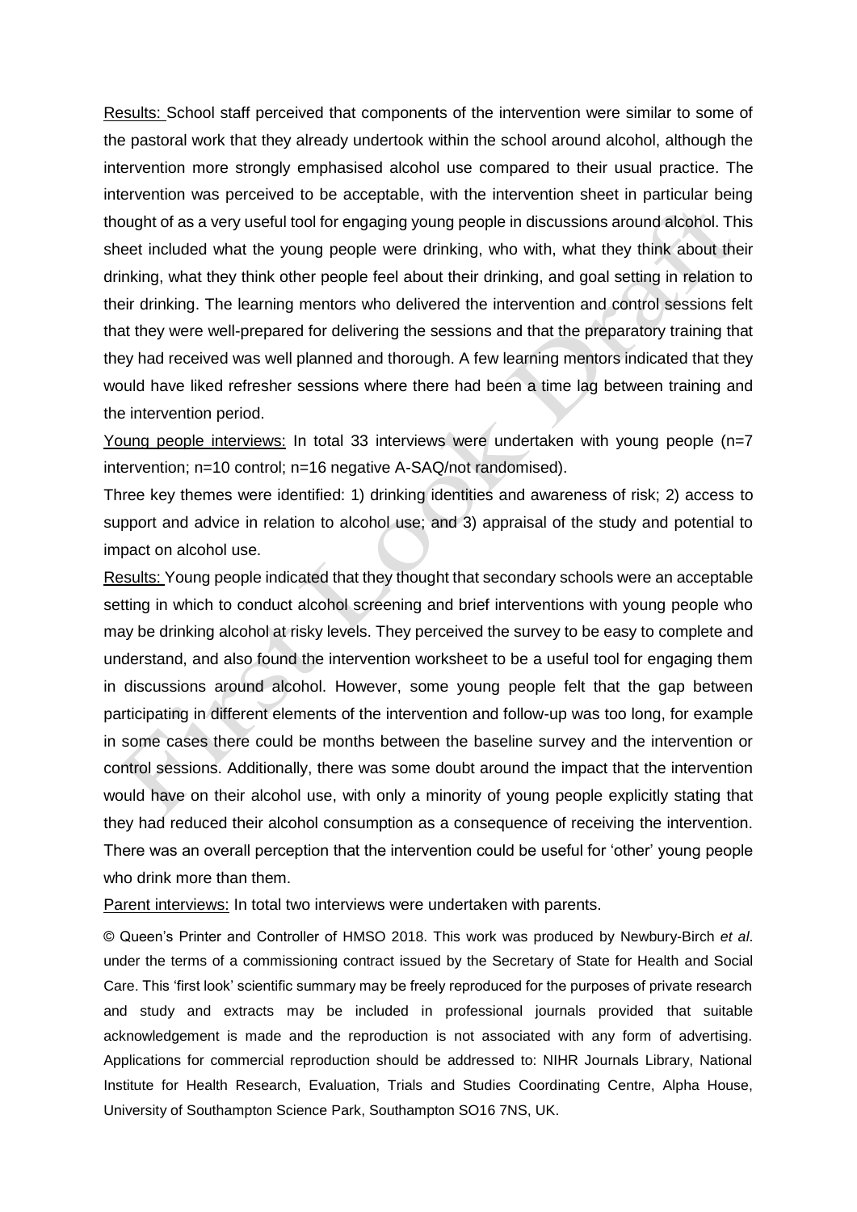Results: School staff perceived that components of the intervention were similar to some of the pastoral work that they already undertook within the school around alcohol, although the intervention more strongly emphasised alcohol use compared to their usual practice. The intervention was perceived to be acceptable, with the intervention sheet in particular being thought of as a very useful tool for engaging young people in discussions around alcohol. This sheet included what the young people were drinking, who with, what they think about their drinking, what they think other people feel about their drinking, and goal setting in relation to their drinking. The learning mentors who delivered the intervention and control sessions felt that they were well-prepared for delivering the sessions and that the preparatory training that they had received was well planned and thorough. A few learning mentors indicated that they would have liked refresher sessions where there had been a time lag between training and the intervention period.

Young people interviews: In total 33 interviews were undertaken with young people (n=7 intervention; n=10 control; n=16 negative A-SAQ/not randomised).

Three key themes were identified: 1) drinking identities and awareness of risk; 2) access to support and advice in relation to alcohol use; and 3) appraisal of the study and potential to impact on alcohol use.

Results: Young people indicated that they thought that secondary schools were an acceptable setting in which to conduct alcohol screening and brief interventions with young people who may be drinking alcohol at risky levels. They perceived the survey to be easy to complete and understand, and also found the intervention worksheet to be a useful tool for engaging them in discussions around alcohol. However, some young people felt that the gap between participating in different elements of the intervention and follow-up was too long, for example in some cases there could be months between the baseline survey and the intervention or control sessions. Additionally, there was some doubt around the impact that the intervention would have on their alcohol use, with only a minority of young people explicitly stating that they had reduced their alcohol consumption as a consequence of receiving the intervention. There was an overall perception that the intervention could be useful for 'other' young people who drink more than them.

Parent interviews: In total two interviews were undertaken with parents.

© Queen's Printer and Controller of HMSO 2018. This work was produced by Newbury-Birch *et al*. under the terms of a commissioning contract issued by the Secretary of State for Health and Social Care. This 'first look' scientific summary may be freely reproduced for the purposes of private research and study and extracts may be included in professional journals provided that suitable acknowledgement is made and the reproduction is not associated with any form of advertising. Applications for commercial reproduction should be addressed to: NIHR Journals Library, National Institute for Health Research, Evaluation, Trials and Studies Coordinating Centre, Alpha House, University of Southampton Science Park, Southampton SO16 7NS, UK.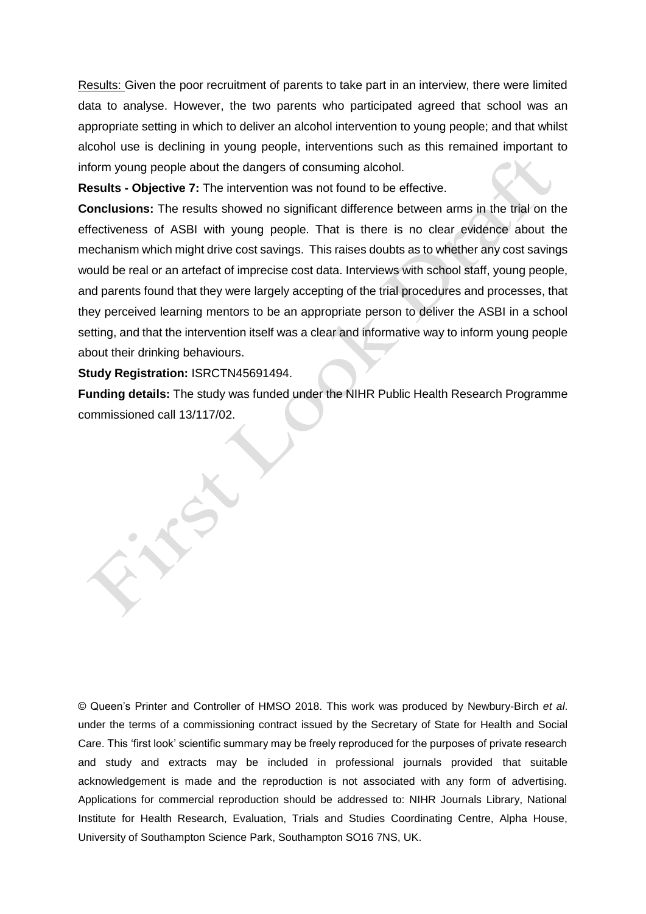Results: Given the poor recruitment of parents to take part in an interview, there were limited data to analyse. However, the two parents who participated agreed that school was an appropriate setting in which to deliver an alcohol intervention to young people; and that whilst alcohol use is declining in young people, interventions such as this remained important to inform young people about the dangers of consuming alcohol.

**Results - Objective 7:** The intervention was not found to be effective.

**Conclusions:** The results showed no significant difference between arms in the trial on the effectiveness of ASBI with young people. That is there is no clear evidence about the mechanism which might drive cost savings. This raises doubts as to whether any cost savings would be real or an artefact of imprecise cost data. Interviews with school staff, young people, and parents found that they were largely accepting of the trial procedures and processes, that they perceived learning mentors to be an appropriate person to deliver the ASBI in a school setting, and that the intervention itself was a clear and informative way to inform young people about their drinking behaviours.

**Study Registration:** ISRCTN45691494.

**Funding details:** The study was funded under the NIHR Public Health Research Programme commissioned call 13/117/02.

© Queen's Printer and Controller of HMSO 2018. This work was produced by Newbury-Birch *et al*. under the terms of a commissioning contract issued by the Secretary of State for Health and Social Care. This 'first look' scientific summary may be freely reproduced for the purposes of private research and study and extracts may be included in professional journals provided that suitable acknowledgement is made and the reproduction is not associated with any form of advertising. Applications for commercial reproduction should be addressed to: NIHR Journals Library, National Institute for Health Research, Evaluation, Trials and Studies Coordinating Centre, Alpha House, University of Southampton Science Park, Southampton SO16 7NS, UK.